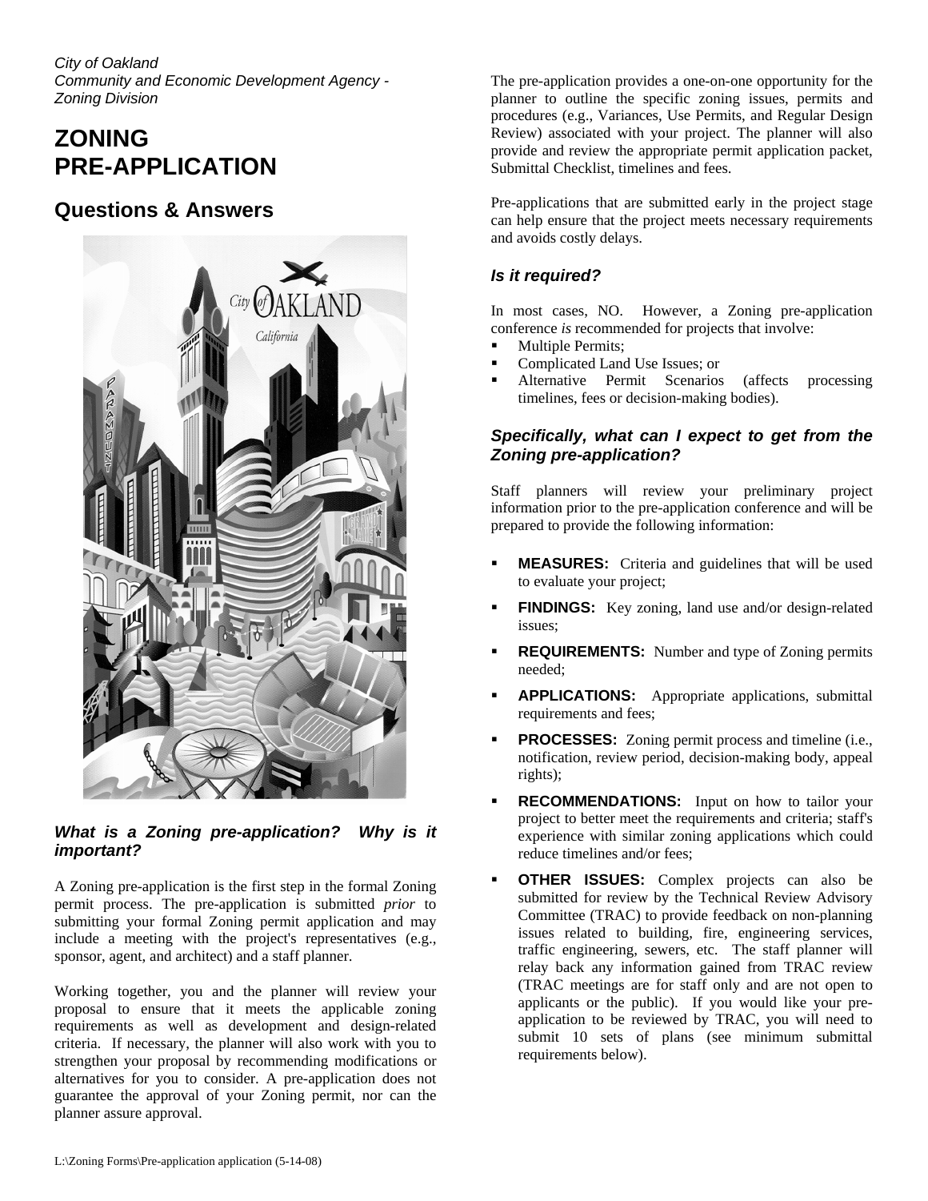*City of Oakland*
*Community and Economic Development Agency - Zoning Division*

# ZONING PRE-APPLICATION

## Questions & Answers

### *What is a Zoning pre-application? Why is it important?*

A Zoning pre-application is the first step in the formal Zoning permit process. The pre-application is submitted *prior* to submitting your formal Zoning permit application and may include a meeting with the project's representatives (e.g., sponsor, agent, and architect) and a staff planner.

Working together, you and the planner will review your proposal to ensure that it meets the applicable zoning requirements as well as development and design-related criteria. If necessary, the planner will also work with you to strengthen your proposal by recommending modifications or alternatives for you to consider. A pre-application does not guarantee the approval of your Zoning permit, nor can the planner assure approval.

The pre-application provides a one-on-one opportunity for the planner to outline the specific zoning issues, permits and procedures (e.g., Variances, Use Permits, and Regular Design Review) associated with your project. The planner will also provide and review the appropriate permit application packet, Submittal Checklist, timelines and fees.

Pre-applications that are submitted early in the project stage can help ensure that the project meets necessary requirements and avoids costly delays.

### *Is it required?*

In most cases, NO. However, a Zoning pre-application conference *is* recommended for projects that involve:

- Multiple Permits;
- Complicated Land Use Issues; or
- Alternative Permit Scenarios (affects processing timelines, fees or decision-making bodies).

### *Specifically, what can I expect to get from the Zoning pre-application?*

Staff planners will review your preliminary project information prior to the pre-application conference and will be prepared to provide the following information:

- **MEASURES:** Criteria and guidelines that will be used to evaluate your project;
- **FINDINGS:** Key zoning, land use and/or design-related issues;
- **REQUIREMENTS:** Number and type of Zoning permits needed;
- **APPLICATIONS:** Appropriate applications, submittal requirements and fees;
- **PROCESSES:** Zoning permit process and timeline (i.e., notification, review period, decision-making body, appeal rights);
- **RECOMMENDATIONS:** Input on how to tailor your project to better meet the requirements and criteria; staff's experience with similar zoning applications which could reduce timelines and/or fees;
- **OTHER ISSUES:** Complex projects can also be submitted for review by the Technical Review Advisory Committee (TRAC) to provide feedback on non-planning issues related to building, fire, engineering services, traffic engineering, sewers, etc. The staff planner will relay back any information gained from TRAC review (TRAC meetings are for staff only and are not open to applicants or the public). If you would like your pre-application to be reviewed by TRAC, you will need to submit 10 sets of plans (see minimum submittal requirements below).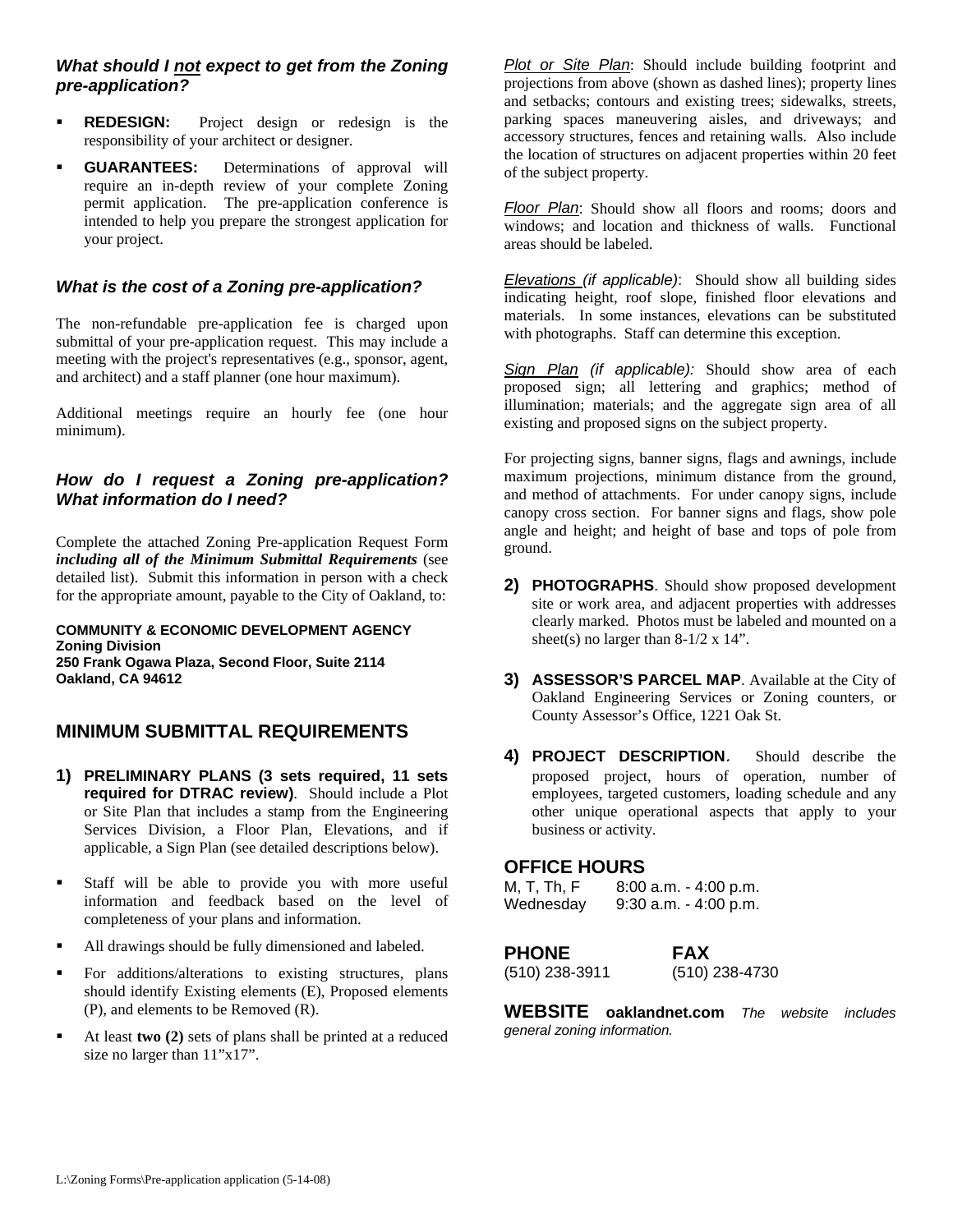### *What should I not expect to get from the Zoning pre-application?*

- **REDESIGN:** Project design or redesign is the responsibility of your architect or designer.
- **GUARANTEES:** Determinations of approval will require an in-depth review of your complete Zoning permit application. The pre-application conference is intended to help you prepare the strongest application for your project.

### *What is the cost of a Zoning pre-application?*

The non-refundable pre-application fee is charged upon submittal of your pre-application request. This may include a meeting with the project's representatives (e.g., sponsor, agent, and architect) and a staff planner (one hour maximum).

Additional meetings require an hourly fee (one hour minimum).

### *How do I request a Zoning pre-application? What information do I need?*

Complete the attached Zoning Pre-application Request Form ***including all of the Minimum Submittal Requirements*** (see detailed list). Submit this information in person with a check for the appropriate amount, payable to the City of Oakland, to:

**COMMUNITY & ECONOMIC DEVELOPMENT AGENCY**
**Zoning Division**
**250 Frank Ogawa Plaza, Second Floor, Suite 2114**
**Oakland, CA 94612**

## MINIMUM SUBMITTAL REQUIREMENTS

1) **PRELIMINARY PLANS (3 sets required, 11 sets required for DTRAC review)**. Should include a Plot or Site Plan that includes a stamp from the Engineering Services Division, a Floor Plan, Elevations, and if applicable, a Sign Plan (see detailed descriptions below).

- Staff will be able to provide you with more useful information and feedback based on the level of completeness of your plans and information.
- All drawings should be fully dimensioned and labeled.
- For additions/alterations to existing structures, plans should identify Existing elements (E), Proposed elements (P), and elements to be Removed (R).
- At least **two (2)** sets of plans shall be printed at a reduced size no larger than 11"x17".

Plot or Site Plan: Should include building footprint and projections from above (shown as dashed lines); property lines and setbacks; contours and existing trees; sidewalks, streets, parking spaces maneuvering aisles, and driveways; and accessory structures, fences and retaining walls. Also include the location of structures on adjacent properties within 20 feet of the subject property.

Floor Plan: Should show all floors and rooms; doors and windows; and location and thickness of walls. Functional areas should be labeled.

Elevations *(if applicable)*: Should show all building sides indicating height, roof slope, finished floor elevations and materials. In some instances, elevations can be substituted with photographs. Staff can determine this exception.

Sign Plan *(if applicable):* Should show area of each proposed sign; all lettering and graphics; method of illumination; materials; and the aggregate sign area of all existing and proposed signs on the subject property.

For projecting signs, banner signs, flags and awnings, include maximum projections, minimum distance from the ground, and method of attachments. For under canopy signs, include canopy cross section. For banner signs and flags, show pole angle and height; and height of base and tops of pole from ground.

2) **PHOTOGRAPHS**. Should show proposed development site or work area, and adjacent properties with addresses clearly marked. Photos must be labeled and mounted on a sheet(s) no larger than 8-1/2 x 14".

3) **ASSESSOR'S PARCEL MAP**. Available at the City of Oakland Engineering Services or Zoning counters, or County Assessor's Office, 1221 Oak St.

4) **PROJECT DESCRIPTION**. Should describe the proposed project, hours of operation, number of employees, targeted customers, loading schedule and any other unique operational aspects that apply to your business or activity.

## OFFICE HOURS

| | |
|---|---|
| M, T, Th, F | 8:00 a.m. - 4:00 p.m. |
| Wednesday | 9:30 a.m. - 4:00 p.m. |

| PHONE | FAX |
|---|---|
| (510) 238-3911 | (510) 238-4730 |

**WEBSITE oaklandnet.com** *The website includes general zoning information.*

L:\Zoning Forms\Pre-application application (5-14-08)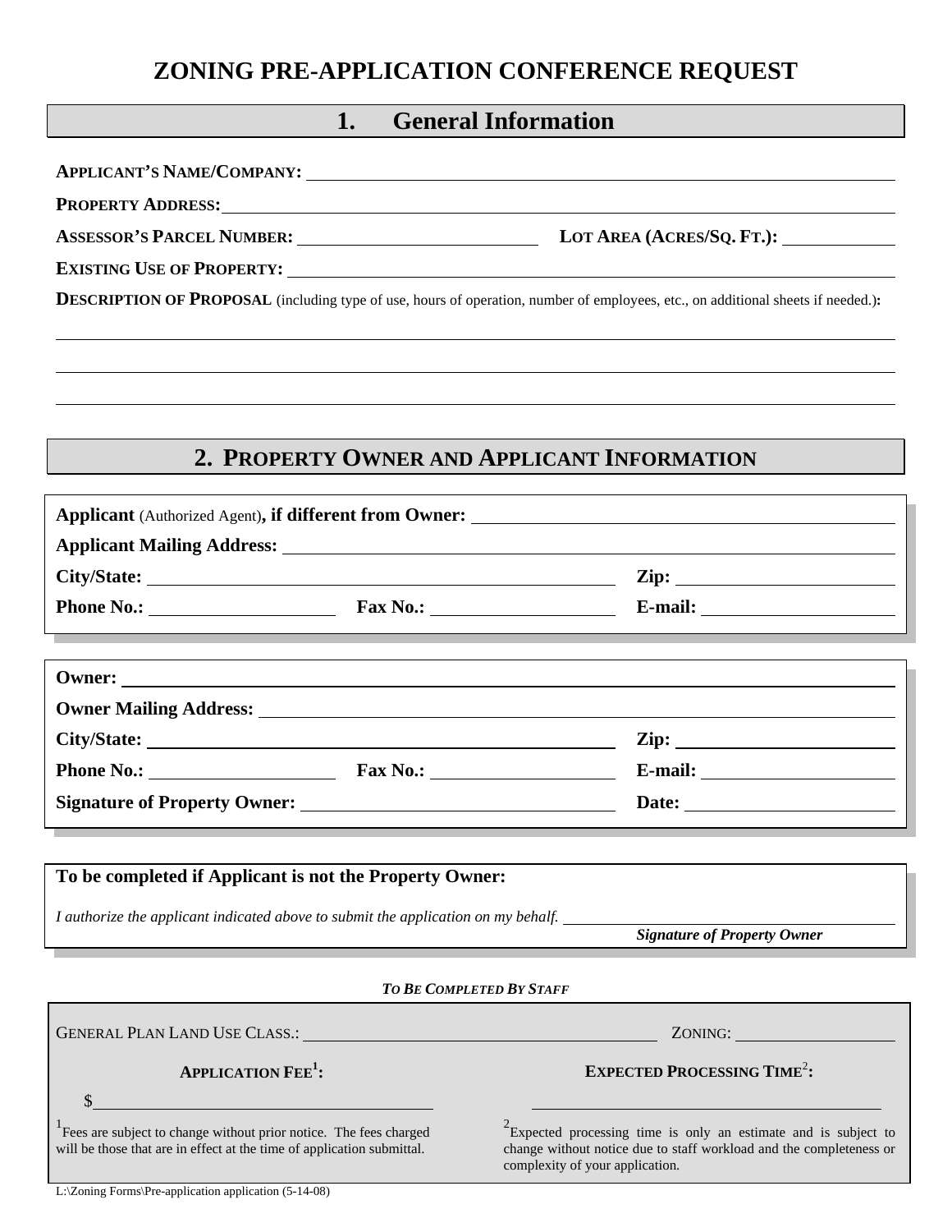# ZONING PRE-APPLICATION CONFERENCE REQUEST

## 1. General Information

**APPLICANT'S NAME/COMPANY:** ______________________________

**PROPERTY ADDRESS:** ______________________________

**ASSESSOR'S PARCEL NUMBER:** ______________________ **LOT AREA (ACRES/SQ. FT.):** ____________

**EXISTING USE OF PROPERTY:** ______________________________

**DESCRIPTION OF PROPOSAL** (including type of use, hours of operation, number of employees, etc., on additional sheets if needed.)**:**

______________________________

______________________________

______________________________

## 2. PROPERTY OWNER AND APPLICANT INFORMATION

**Applicant** (Authorized Agent)**, if different from Owner:** ______________________________

**Applicant Mailing Address:** ______________________________

**City/State:** ______________________ **Zip:** ____________

**Phone No.:** ____________ **Fax No.:** ____________ **E-mail:** ____________

**Owner:** ______________________________

**Owner Mailing Address:** ______________________________

**City/State:** ______________________ **Zip:** ____________

**Phone No.:** ____________ **Fax No.:** ____________ **E-mail:** ____________

**Signature of Property Owner:** ______________________ **Date:** ____________

**To be completed if Applicant is not the Property Owner:**

*I authorize the applicant indicated above to submit the application on my behalf.* ______________________

***Signature of Property Owner***

***TO BE COMPLETED BY STAFF***

GENERAL PLAN LAND USE CLASS.: ______________________ ZONING: ____________

**APPLICATION FEE[1]:**

$ ______________________

[1] Fees are subject to change without prior notice. The fees charged will be those that are in effect at the time of application submittal.

**EXPECTED PROCESSING TIME[2]:**

______________________

[2] Expected processing time is only an estimate and is subject to change without notice due to staff workload and the completeness or complexity of your application.

L:\Zoning Forms\Pre-application application (5-14-08)